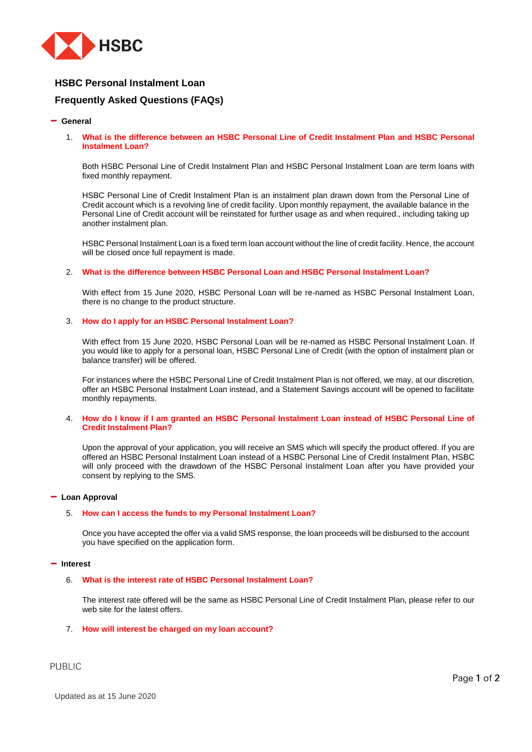# HSBC Personal Instalment Loan

## Frequently Asked Questions (FAQs)

### General

1. **What is the difference between an HSBC Personal Line of Credit Instalment Plan and HSBC Personal Instalment Loan?**

   Both HSBC Personal Line of Credit Instalment Plan and HSBC Personal Instalment Loan are term loans with fixed monthly repayment.

   HSBC Personal Line of Credit Instalment Plan is an instalment plan drawn down from the Personal Line of Credit account which is a revolving line of credit facility. Upon monthly repayment, the available balance in the Personal Line of Credit account will be reinstated for further usage as and when required., including taking up another instalment plan.

   HSBC Personal Instalment Loan is a fixed term loan account without the line of credit facility. Hence, the account will be closed once full repayment is made.

2. **What is the difference between HSBC Personal Loan and HSBC Personal Instalment Loan?**

   With effect from 15 June 2020, HSBC Personal Loan will be re-named as HSBC Personal Instalment Loan, there is no change to the product structure.

3. **How do I apply for an HSBC Personal Instalment Loan?**

   With effect from 15 June 2020, HSBC Personal Loan will be re-named as HSBC Personal Instalment Loan. If you would like to apply for a personal loan, HSBC Personal Line of Credit (with the option of instalment plan or balance transfer) will be offered.

   For instances where the HSBC Personal Line of Credit Instalment Plan is not offered, we may, at our discretion, offer an HSBC Personal Instalment Loan instead, and a Statement Savings account will be opened to facilitate monthly repayments.

4. **How do I know if I am granted an HSBC Personal Instalment Loan instead of HSBC Personal Line of Credit Instalment Plan?**

   Upon the approval of your application, you will receive an SMS which will specify the product offered. If you are offered an HSBC Personal Instalment Loan instead of a HSBC Personal Line of Credit Instalment Plan, HSBC will only proceed with the drawdown of the HSBC Personal Instalment Loan after you have provided your consent by replying to the SMS.

### Loan Approval

5. **How can I access the funds to my Personal Instalment Loan?**

   Once you have accepted the offer via a valid SMS response, the loan proceeds will be disbursed to the account you have specified on the application form.

### Interest

6. **What is the interest rate of HSBC Personal Instalment Loan?**

   The interest rate offered will be the same as HSBC Personal Line of Credit Instalment Plan, please refer to our web site for the latest offers.

7. **How will interest be charged on my loan account?**

PUBLIC

Updated as at 15 June 2020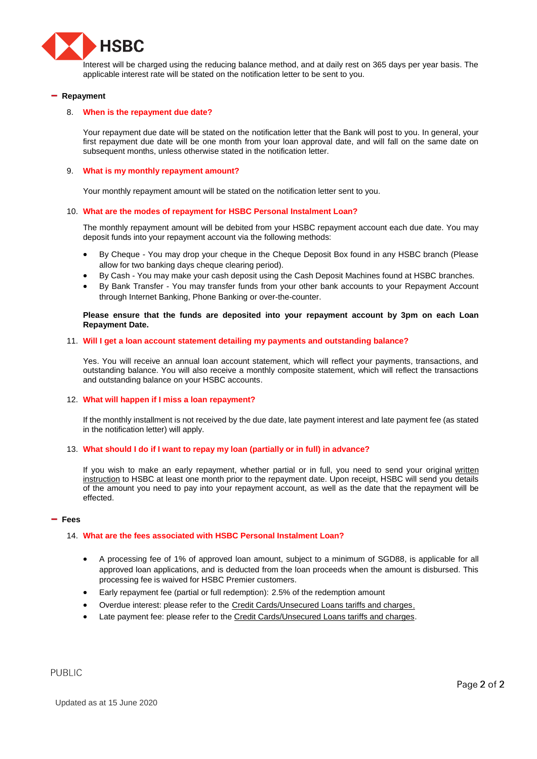Interest will be charged using the reducing balance method, and at daily rest on 365 days per year basis. The applicable interest rate will be stated on the notification letter to be sent to you.

## Repayment

8. **When is the repayment due date?**

   Your repayment due date will be stated on the notification letter that the Bank will post to you. In general, your first repayment due date will be one month from your loan approval date, and will fall on the same date on subsequent months, unless otherwise stated in the notification letter.

9. **What is my monthly repayment amount?**

   Your monthly repayment amount will be stated on the notification letter sent to you.

10. **What are the modes of repayment for HSBC Personal Instalment Loan?**

    The monthly repayment amount will be debited from your HSBC repayment account each due date. You may deposit funds into your repayment account via the following methods:

    - By Cheque - You may drop your cheque in the Cheque Deposit Box found in any HSBC branch (Please allow for two banking days cheque clearing period).
    - By Cash - You may make your cash deposit using the Cash Deposit Machines found at HSBC branches.
    - By Bank Transfer - You may transfer funds from your other bank accounts to your Repayment Account through Internet Banking, Phone Banking or over-the-counter.

    **Please ensure that the funds are deposited into your repayment account by 3pm on each Loan Repayment Date.**

11. **Will I get a loan account statement detailing my payments and outstanding balance?**

    Yes. You will receive an annual loan account statement, which will reflect your payments, transactions, and outstanding balance. You will also receive a monthly composite statement, which will reflect the transactions and outstanding balance on your HSBC accounts.

12. **What will happen if I miss a loan repayment?**

    If the monthly installment is not received by the due date, late payment interest and late payment fee (as stated in the notification letter) will apply.

13. **What should I do if I want to repay my loan (partially or in full) in advance?**

    If you wish to make an early repayment, whether partial or in full, you need to send your original written instruction to HSBC at least one month prior to the repayment date. Upon receipt, HSBC will send you details of the amount you need to pay into your repayment account, as well as the date that the repayment will be effected.

## Fees

14. **What are the fees associated with HSBC Personal Instalment Loan?**

    - A processing fee of 1% of approved loan amount, subject to a minimum of SGD88, is applicable for all approved loan applications, and is deducted from the loan proceeds when the amount is disbursed. This processing fee is waived for HSBC Premier customers.
    - Early repayment fee (partial or full redemption): 2.5% of the redemption amount
    - Overdue interest: please refer to the Credit Cards/Unsecured Loans tariffs and charges.
    - Late payment fee: please refer to the Credit Cards/Unsecured Loans tariffs and charges.

PUBLIC

Updated as at 15 June 2020